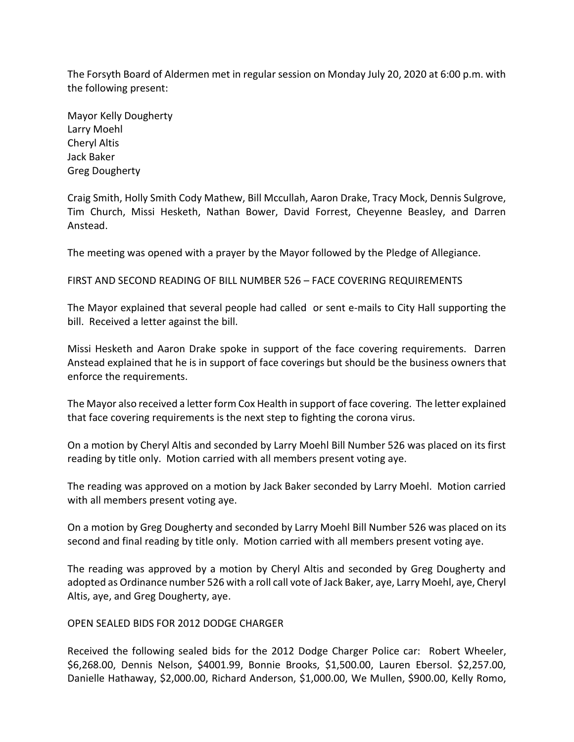The Forsyth Board of Aldermen met in regular session on Monday July 20, 2020 at 6:00 p.m. with the following present:

Mayor Kelly Dougherty
Larry Moehl
Cheryl Altis
Jack Baker
Greg Dougherty

Craig Smith, Holly Smith Cody Mathew, Bill Mccullah, Aaron Drake, Tracy Mock, Dennis Sulgrove, Tim Church, Missi Hesketh, Nathan Bower, David Forrest, Cheyenne Beasley, and Darren Anstead.

The meeting was opened with a prayer by the Mayor followed by the Pledge of Allegiance.

FIRST AND SECOND READING OF BILL NUMBER 526 – FACE COVERING REQUIREMENTS

The Mayor explained that several people had called or sent e-mails to City Hall supporting the bill. Received a letter against the bill.

Missi Hesketh and Aaron Drake spoke in support of the face covering requirements. Darren Anstead explained that he is in support of face coverings but should be the business owners that enforce the requirements.

The Mayor also received a letter form Cox Health in support of face covering. The letter explained that face covering requirements is the next step to fighting the corona virus.

On a motion by Cheryl Altis and seconded by Larry Moehl Bill Number 526 was placed on its first reading by title only. Motion carried with all members present voting aye.

The reading was approved on a motion by Jack Baker seconded by Larry Moehl. Motion carried with all members present voting aye.

On a motion by Greg Dougherty and seconded by Larry Moehl Bill Number 526 was placed on its second and final reading by title only. Motion carried with all members present voting aye.

The reading was approved by a motion by Cheryl Altis and seconded by Greg Dougherty and adopted as Ordinance number 526 with a roll call vote of Jack Baker, aye, Larry Moehl, aye, Cheryl Altis, aye, and Greg Dougherty, aye.

OPEN SEALED BIDS FOR 2012 DODGE CHARGER

Received the following sealed bids for the 2012 Dodge Charger Police car: Robert Wheeler, \$6,268.00, Dennis Nelson, \$4001.99, Bonnie Brooks, \$1,500.00, Lauren Ebersol. \$2,257.00, Danielle Hathaway, \$2,000.00, Richard Anderson, \$1,000.00, We Mullen, \$900.00, Kelly Romo,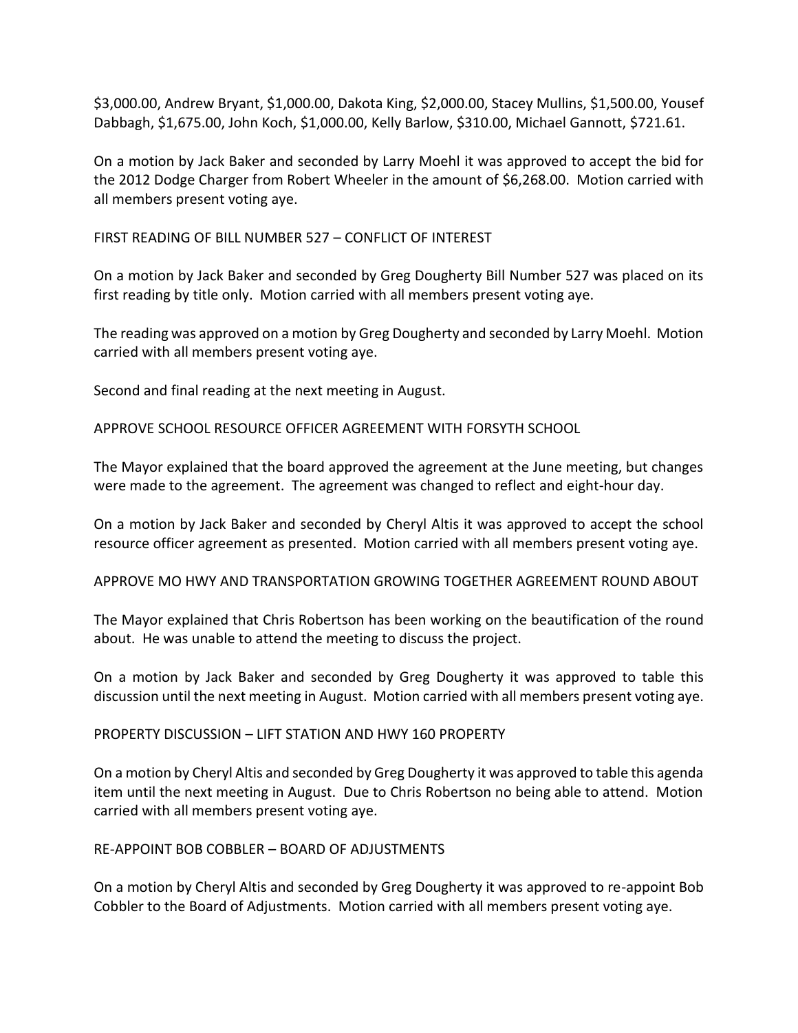$3,000.00, Andrew Bryant, $1,000.00, Dakota King, $2,000.00, Stacey Mullins, $1,500.00, Yousef Dabbagh, $1,675.00, John Koch, $1,000.00, Kelly Barlow, $310.00, Michael Gannott, $721.61.

On a motion by Jack Baker and seconded by Larry Moehl it was approved to accept the bid for the 2012 Dodge Charger from Robert Wheeler in the amount of $6,268.00. Motion carried with all members present voting aye.

FIRST READING OF BILL NUMBER 527 – CONFLICT OF INTEREST

On a motion by Jack Baker and seconded by Greg Dougherty Bill Number 527 was placed on its first reading by title only. Motion carried with all members present voting aye.

The reading was approved on a motion by Greg Dougherty and seconded by Larry Moehl. Motion carried with all members present voting aye.

Second and final reading at the next meeting in August.

APPROVE SCHOOL RESOURCE OFFICER AGREEMENT WITH FORSYTH SCHOOL

The Mayor explained that the board approved the agreement at the June meeting, but changes were made to the agreement. The agreement was changed to reflect and eight-hour day.

On a motion by Jack Baker and seconded by Cheryl Altis it was approved to accept the school resource officer agreement as presented. Motion carried with all members present voting aye.

APPROVE MO HWY AND TRANSPORTATION GROWING TOGETHER AGREEMENT ROUND ABOUT

The Mayor explained that Chris Robertson has been working on the beautification of the round about. He was unable to attend the meeting to discuss the project.

On a motion by Jack Baker and seconded by Greg Dougherty it was approved to table this discussion until the next meeting in August. Motion carried with all members present voting aye.

PROPERTY DISCUSSION – LIFT STATION AND HWY 160 PROPERTY

On a motion by Cheryl Altis and seconded by Greg Dougherty it was approved to table this agenda item until the next meeting in August. Due to Chris Robertson no being able to attend. Motion carried with all members present voting aye.

RE-APPOINT BOB COBBLER – BOARD OF ADJUSTMENTS

On a motion by Cheryl Altis and seconded by Greg Dougherty it was approved to re-appoint Bob Cobbler to the Board of Adjustments. Motion carried with all members present voting aye.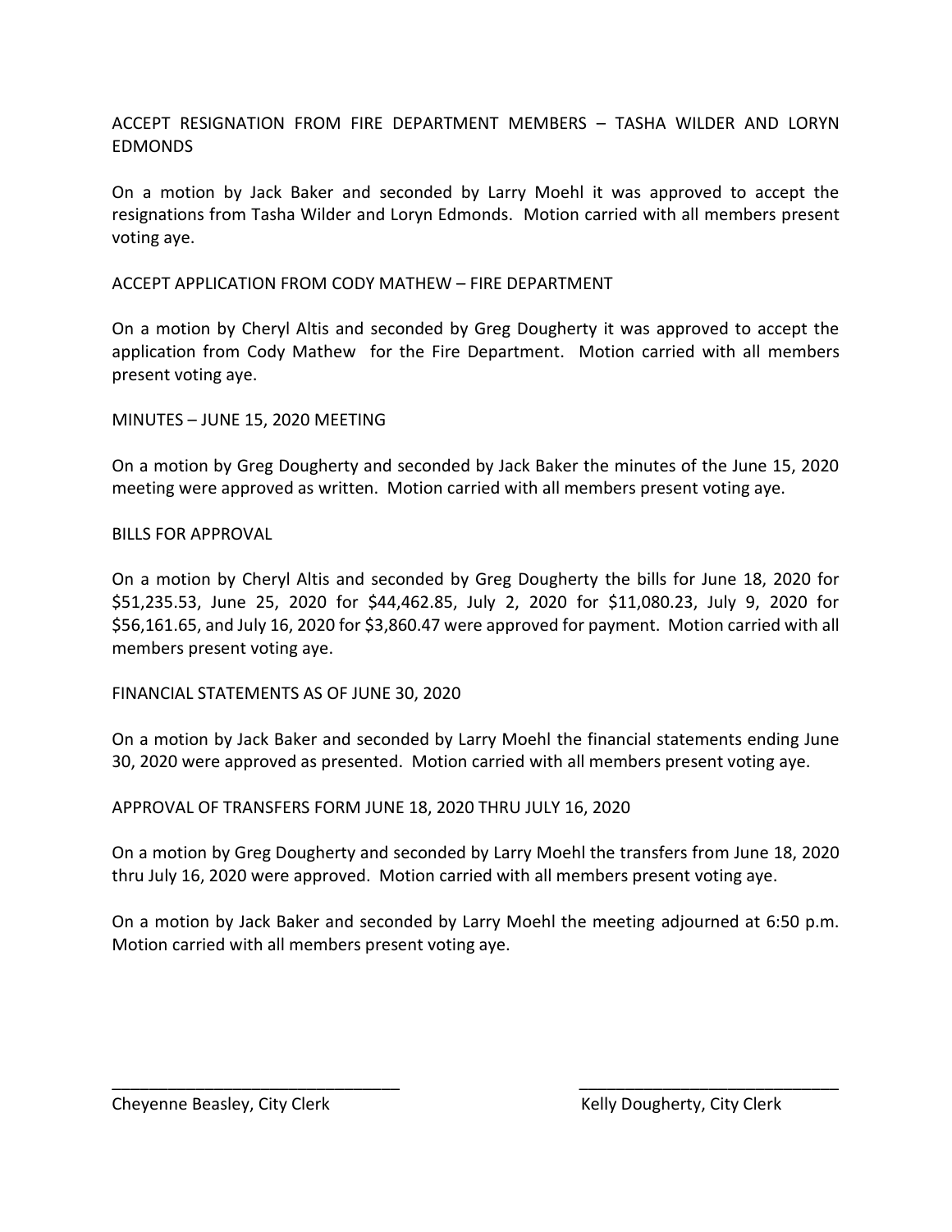ACCEPT RESIGNATION FROM FIRE DEPARTMENT MEMBERS – TASHA WILDER AND LORYN EDMONDS

On a motion by Jack Baker and seconded by Larry Moehl it was approved to accept the resignations from Tasha Wilder and Loryn Edmonds. Motion carried with all members present voting aye.

ACCEPT APPLICATION FROM CODY MATHEW – FIRE DEPARTMENT

On a motion by Cheryl Altis and seconded by Greg Dougherty it was approved to accept the application from Cody Mathew for the Fire Department. Motion carried with all members present voting aye.

MINUTES – JUNE 15, 2020 MEETING

On a motion by Greg Dougherty and seconded by Jack Baker the minutes of the June 15, 2020 meeting were approved as written. Motion carried with all members present voting aye.

BILLS FOR APPROVAL

On a motion by Cheryl Altis and seconded by Greg Dougherty the bills for June 18, 2020 for $51,235.53, June 25, 2020 for $44,462.85, July 2, 2020 for $11,080.23, July 9, 2020 for $56,161.65, and July 16, 2020 for $3,860.47 were approved for payment. Motion carried with all members present voting aye.

FINANCIAL STATEMENTS AS OF JUNE 30, 2020

On a motion by Jack Baker and seconded by Larry Moehl the financial statements ending June 30, 2020 were approved as presented. Motion carried with all members present voting aye.

APPROVAL OF TRANSFERS FORM JUNE 18, 2020 THRU JULY 16, 2020

On a motion by Greg Dougherty and seconded by Larry Moehl the transfers from June 18, 2020 thru July 16, 2020 were approved. Motion carried with all members present voting aye.

On a motion by Jack Baker and seconded by Larry Moehl the meeting adjourned at 6:50 p.m. Motion carried with all members present voting aye.

_______________________________ Cheyenne Beasley, City Clerk

_______________________________ Kelly Dougherty, City Clerk